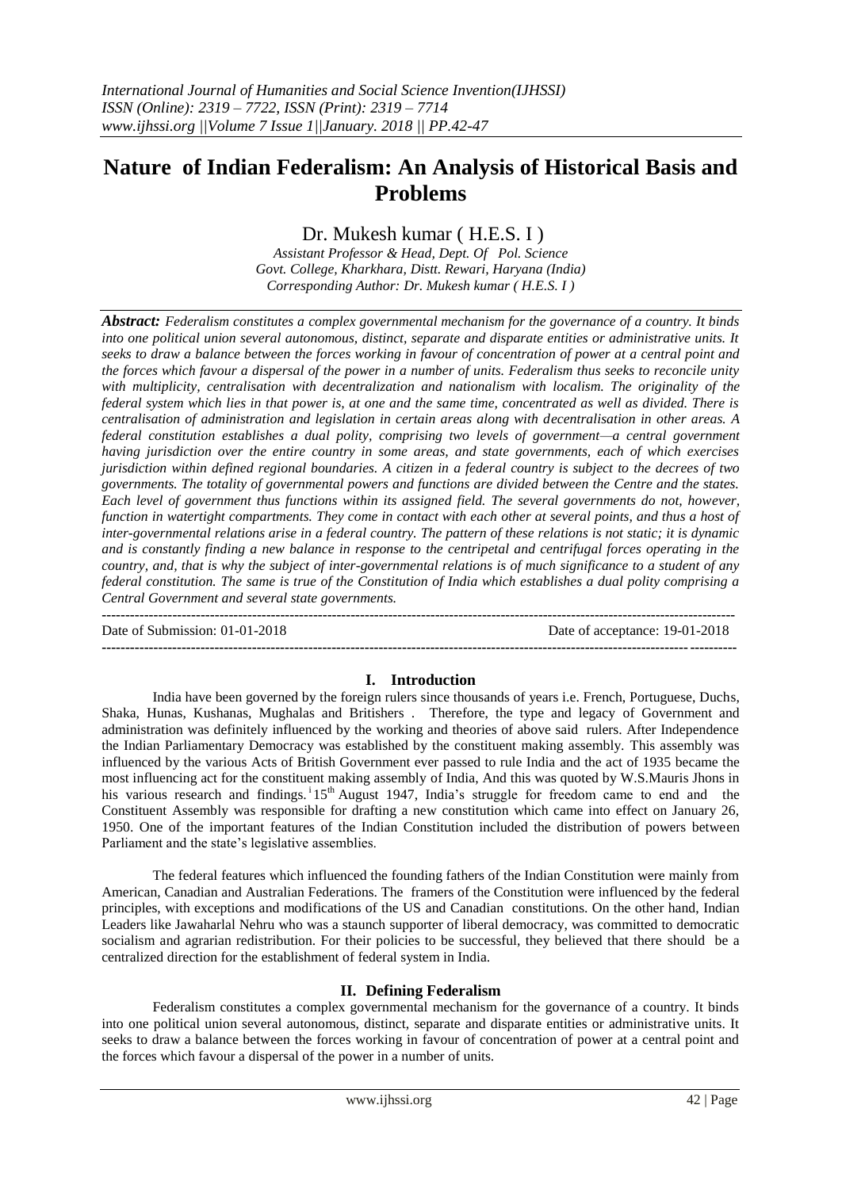# Nature of Indian Federalism: An Analysis of Historical Basis and Problems

Dr. Mukesh kumar ( H.E.S. I )

*Assistant Professor & Head, Dept. Of Pol. Science*
*Govt. College, Kharkhara, Distt. Rewari, Haryana (India)*
*Corresponding Author: Dr. Mukesh kumar ( H.E.S. I )*

***Abstract:*** *Federalism constitutes a complex governmental mechanism for the governance of a country. It binds into one political union several autonomous, distinct, separate and disparate entities or administrative units. It seeks to draw a balance between the forces working in favour of concentration of power at a central point and the forces which favour a dispersal of the power in a number of units. Federalism thus seeks to reconcile unity with multiplicity, centralisation with decentralization and nationalism with localism. The originality of the federal system which lies in that power is, at one and the same time, concentrated as well as divided. There is centralisation of administration and legislation in certain areas along with decentralisation in other areas. A federal constitution establishes a dual polity, comprising two levels of government—a central government having jurisdiction over the entire country in some areas, and state governments, each of which exercises jurisdiction within defined regional boundaries. A citizen in a federal country is subject to the decrees of two governments. The totality of governmental powers and functions are divided between the Centre and the states. Each level of government thus functions within its assigned field. The several governments do not, however, function in watertight compartments. They come in contact with each other at several points, and thus a host of inter-governmental relations arise in a federal country. The pattern of these relations is not static; it is dynamic and is constantly finding a new balance in response to the centripetal and centrifugal forces operating in the country, and, that is why the subject of inter-governmental relations is of much significance to a student of any federal constitution. The same is true of the Constitution of India which establishes a dual polity comprising a Central Government and several state governments.*

---

Date of Submission: 01-01-2018 Date of acceptance: 19-01-2018

---

## I. Introduction

India have been governed by the foreign rulers since thousands of years i.e. French, Portuguese, Duchs, Shaka, Hunas, Kushanas, Mughalas and Britishers . Therefore, the type and legacy of Government and administration was definitely influenced by the working and theories of above said rulers. After Independence the Indian Parliamentary Democracy was established by the constituent making assembly. This assembly was influenced by the various Acts of British Government ever passed to rule India and the act of 1935 became the most influencing act for the constituent making assembly of India, And this was quoted by W.S.Mauris Jhons in his various research and findings.[1] 15th August 1947, India's struggle for freedom came to end and the Constituent Assembly was responsible for drafting a new constitution which came into effect on January 26, 1950. One of the important features of the Indian Constitution included the distribution of powers between Parliament and the state's legislative assemblies.

The federal features which influenced the founding fathers of the Indian Constitution were mainly from American, Canadian and Australian Federations. The framers of the Constitution were influenced by the federal principles, with exceptions and modifications of the US and Canadian constitutions. On the other hand, Indian Leaders like Jawaharlal Nehru who was a staunch supporter of liberal democracy, was committed to democratic socialism and agrarian redistribution. For their policies to be successful, they believed that there should be a centralized direction for the establishment of federal system in India.

## II. Defining Federalism

Federalism constitutes a complex governmental mechanism for the governance of a country. It binds into one political union several autonomous, distinct, separate and disparate entities or administrative units. It seeks to draw a balance between the forces working in favour of concentration of power at a central point and the forces which favour a dispersal of the power in a number of units.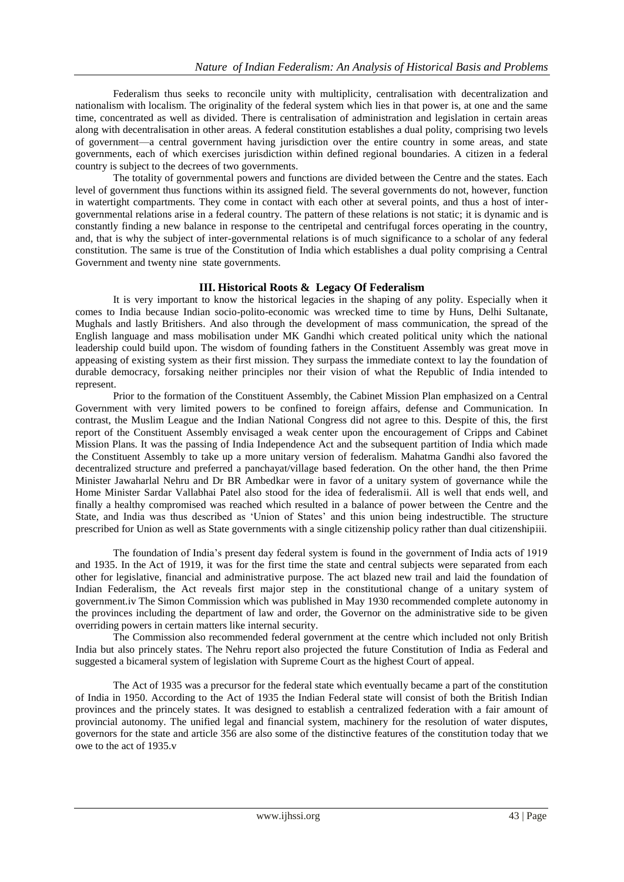Federalism thus seeks to reconcile unity with multiplicity, centralisation with decentralization and nationalism with localism. The originality of the federal system which lies in that power is, at one and the same time, concentrated as well as divided. There is centralisation of administration and legislation in certain areas along with decentralisation in other areas. A federal constitution establishes a dual polity, comprising two levels of government—a central government having jurisdiction over the entire country in some areas, and state governments, each of which exercises jurisdiction within defined regional boundaries. A citizen in a federal country is subject to the decrees of two governments.

The totality of governmental powers and functions are divided between the Centre and the states. Each level of government thus functions within its assigned field. The several governments do not, however, function in watertight compartments. They come in contact with each other at several points, and thus a host of inter-governmental relations arise in a federal country. The pattern of these relations is not static; it is dynamic and is constantly finding a new balance in response to the centripetal and centrifugal forces operating in the country, and, that is why the subject of inter-governmental relations is of much significance to a scholar of any federal constitution. The same is true of the Constitution of India which establishes a dual polity comprising a Central Government and twenty nine state governments.

## III. Historical Roots & Legacy Of Federalism

It is very important to know the historical legacies in the shaping of any polity. Especially when it comes to India because Indian socio-polito-economic was wrecked time to time by Huns, Delhi Sultanate, Mughals and lastly Britishers. And also through the development of mass communication, the spread of the English language and mass mobilisation under MK Gandhi which created political unity which the national leadership could build upon. The wisdom of founding fathers in the Constituent Assembly was great move in appeasing of existing system as their first mission. They surpass the immediate context to lay the foundation of durable democracy, forsaking neither principles nor their vision of what the Republic of India intended to represent.

Prior to the formation of the Constituent Assembly, the Cabinet Mission Plan emphasized on a Central Government with very limited powers to be confined to foreign affairs, defense and Communication. In contrast, the Muslim League and the Indian National Congress did not agree to this. Despite of this, the first report of the Constituent Assembly envisaged a weak center upon the encouragement of Cripps and Cabinet Mission Plans. It was the passing of India Independence Act and the subsequent partition of India which made the Constituent Assembly to take up a more unitary version of federalism. Mahatma Gandhi also favored the decentralized structure and preferred a panchayat/village based federation. On the other hand, the then Prime Minister Jawaharlal Nehru and Dr BR Ambedkar were in favor of a unitary system of governance while the Home Minister Sardar Vallabhai Patel also stood for the idea of federalism[ii]. All is well that ends well, and finally a healthy compromised was reached which resulted in a balance of power between the Centre and the State, and India was thus described as 'Union of States' and this union being indestructible. The structure prescribed for Union as well as State governments with a single citizenship policy rather than dual citizenship[iii].

The foundation of India's present day federal system is found in the government of India acts of 1919 and 1935. In the Act of 1919, it was for the first time the state and central subjects were separated from each other for legislative, financial and administrative purpose. The act blazed new trail and laid the foundation of Indian Federalism, the Act reveals first major step in the constitutional change of a unitary system of government.[iv] The Simon Commission which was published in May 1930 recommended complete autonomy in the provinces including the department of law and order, the Governor on the administrative side to be given overriding powers in certain matters like internal security.

The Commission also recommended federal government at the centre which included not only British India but also princely states. The Nehru report also projected the future Constitution of India as Federal and suggested a bicameral system of legislation with Supreme Court as the highest Court of appeal.

The Act of 1935 was a precursor for the federal state which eventually became a part of the constitution of India in 1950. According to the Act of 1935 the Indian Federal state will consist of both the British Indian provinces and the princely states. It was designed to establish a centralized federation with a fair amount of provincial autonomy. The unified legal and financial system, machinery for the resolution of water disputes, governors for the state and article 356 are also some of the distinctive features of the constitution today that we owe to the act of 1935.[v]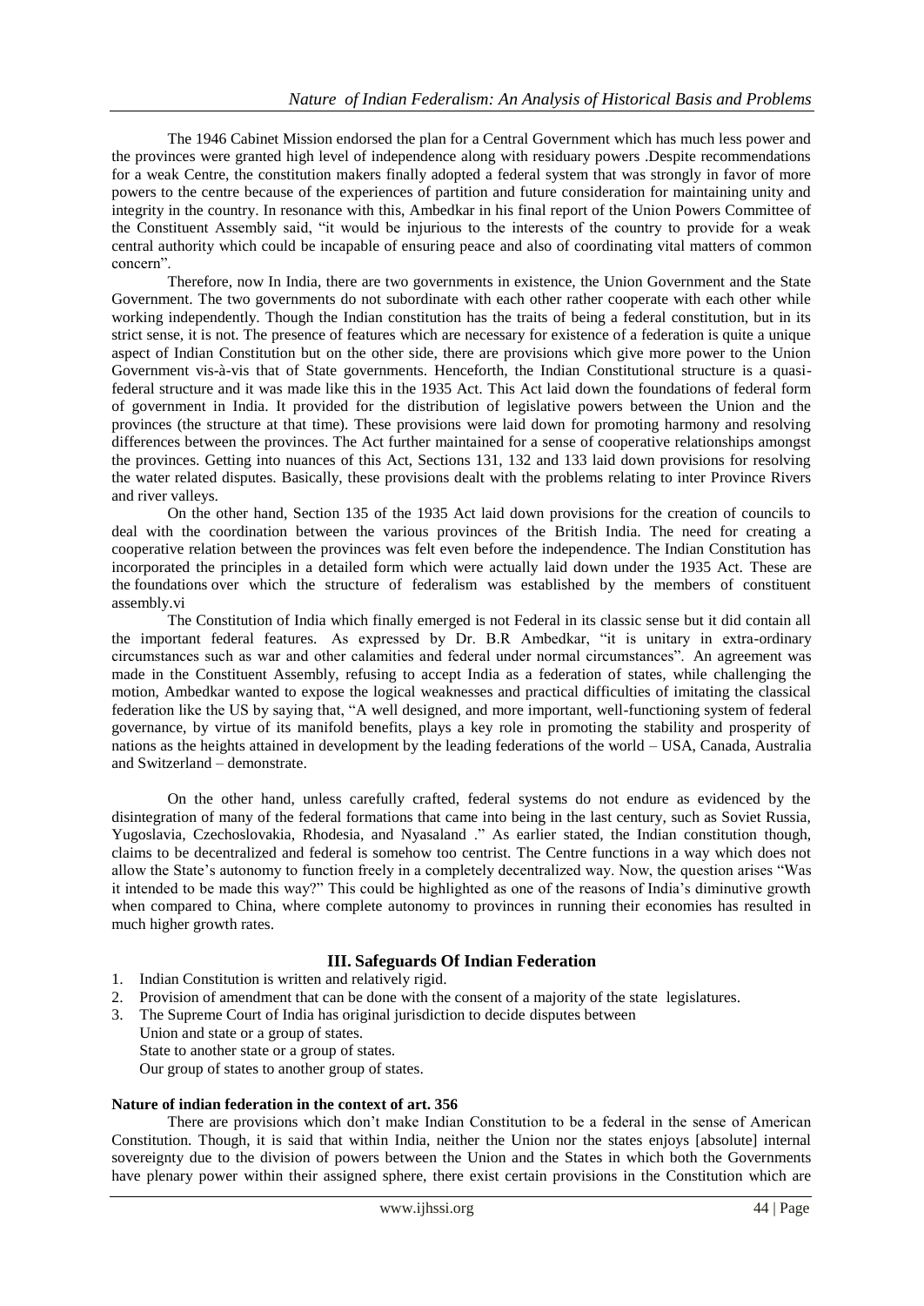The 1946 Cabinet Mission endorsed the plan for a Central Government which has much less power and the provinces were granted high level of independence along with residuary powers .Despite recommendations for a weak Centre, the constitution makers finally adopted a federal system that was strongly in favor of more powers to the centre because of the experiences of partition and future consideration for maintaining unity and integrity in the country. In resonance with this, Ambedkar in his final report of the Union Powers Committee of the Constituent Assembly said, "it would be injurious to the interests of the country to provide for a weak central authority which could be incapable of ensuring peace and also of coordinating vital matters of common concern".

Therefore, now In India, there are two governments in existence, the Union Government and the State Government. The two governments do not subordinate with each other rather cooperate with each other while working independently. Though the Indian constitution has the traits of being a federal constitution, but in its strict sense, it is not. The presence of features which are necessary for existence of a federation is quite a unique aspect of Indian Constitution but on the other side, there are provisions which give more power to the Union Government vis-à-vis that of State governments. Henceforth, the Indian Constitutional structure is a quasi-federal structure and it was made like this in the 1935 Act. This Act laid down the foundations of federal form of government in India. It provided for the distribution of legislative powers between the Union and the provinces (the structure at that time). These provisions were laid down for promoting harmony and resolving differences between the provinces. The Act further maintained for a sense of cooperative relationships amongst the provinces. Getting into nuances of this Act, Sections 131, 132 and 133 laid down provisions for resolving the water related disputes. Basically, these provisions dealt with the problems relating to inter Province Rivers and river valleys.

On the other hand, Section 135 of the 1935 Act laid down provisions for the creation of councils to deal with the coordination between the various provinces of the British India. The need for creating a cooperative relation between the provinces was felt even before the independence. The Indian Constitution has incorporated the principles in a detailed form which were actually laid down under the 1935 Act. These are the foundations over which the structure of federalism was established by the members of constituent assembly.vi

The Constitution of India which finally emerged is not Federal in its classic sense but it did contain all the important federal features. As expressed by Dr. B.R Ambedkar, "it is unitary in extra-ordinary circumstances such as war and other calamities and federal under normal circumstances". An agreement was made in the Constituent Assembly, refusing to accept India as a federation of states, while challenging the motion, Ambedkar wanted to expose the logical weaknesses and practical difficulties of imitating the classical federation like the US by saying that, "A well designed, and more important, well-functioning system of federal governance, by virtue of its manifold benefits, plays a key role in promoting the stability and prosperity of nations as the heights attained in development by the leading federations of the world – USA, Canada, Australia and Switzerland – demonstrate.

On the other hand, unless carefully crafted, federal systems do not endure as evidenced by the disintegration of many of the federal formations that came into being in the last century, such as Soviet Russia, Yugoslavia, Czechoslovakia, Rhodesia, and Nyasaland ." As earlier stated, the Indian constitution though, claims to be decentralized and federal is somehow too centrist. The Centre functions in a way which does not allow the State's autonomy to function freely in a completely decentralized way. Now, the question arises "Was it intended to be made this way?" This could be highlighted as one of the reasons of India's diminutive growth when compared to China, where complete autonomy to provinces in running their economies has resulted in much higher growth rates.

## III. Safeguards Of Indian Federation

1. Indian Constitution is written and relatively rigid.
2. Provision of amendment that can be done with the consent of a majority of the state legislatures.
3. The Supreme Court of India has original jurisdiction to decide disputes between
   Union and state or a group of states.
   State to another state or a group of states.
   Our group of states to another group of states.

**Nature of indian federation in the context of art. 356**

There are provisions which don't make Indian Constitution to be a federal in the sense of American Constitution. Though, it is said that within India, neither the Union nor the states enjoys [absolute] internal sovereignty due to the division of powers between the Union and the States in which both the Governments have plenary power within their assigned sphere, there exist certain provisions in the Constitution which are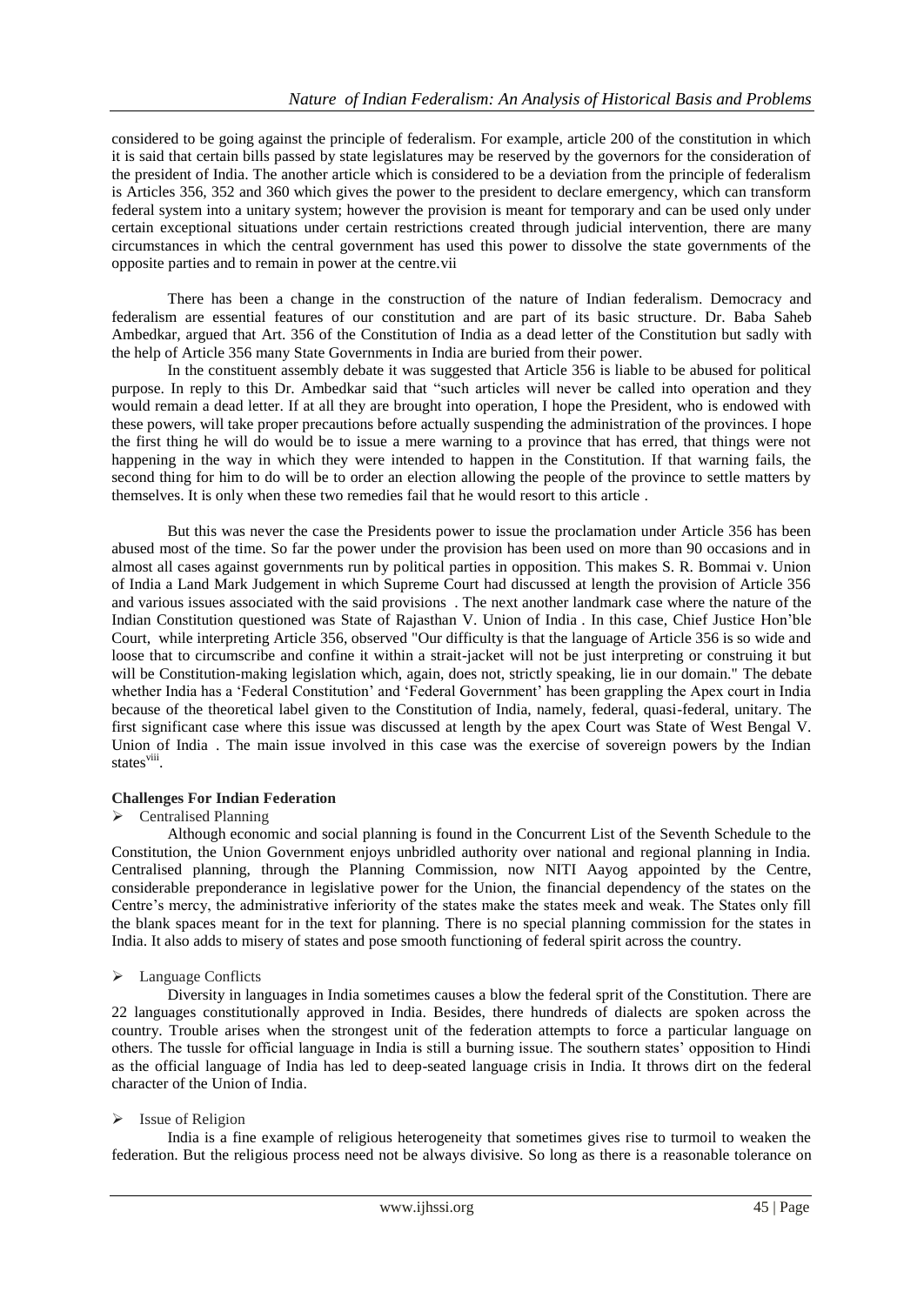considered to be going against the principle of federalism. For example, article 200 of the constitution in which it is said that certain bills passed by state legislatures may be reserved by the governors for the consideration of the president of India. The another article which is considered to be a deviation from the principle of federalism is Articles 356, 352 and 360 which gives the power to the president to declare emergency, which can transform federal system into a unitary system; however the provision is meant for temporary and can be used only under certain exceptional situations under certain restrictions created through judicial intervention, there are many circumstances in which the central government has used this power to dissolve the state governments of the opposite parties and to remain in power at the centre.vii

There has been a change in the construction of the nature of Indian federalism. Democracy and federalism are essential features of our constitution and are part of its basic structure. Dr. Baba Saheb Ambedkar, argued that Art. 356 of the Constitution of India as a dead letter of the Constitution but sadly with the help of Article 356 many State Governments in India are buried from their power.

In the constituent assembly debate it was suggested that Article 356 is liable to be abused for political purpose. In reply to this Dr. Ambedkar said that "such articles will never be called into operation and they would remain a dead letter. If at all they are brought into operation, I hope the President, who is endowed with these powers, will take proper precautions before actually suspending the administration of the provinces. I hope the first thing he will do would be to issue a mere warning to a province that has erred, that things were not happening in the way in which they were intended to happen in the Constitution. If that warning fails, the second thing for him to do will be to order an election allowing the people of the province to settle matters by themselves. It is only when these two remedies fail that he would resort to this article .

But this was never the case the Presidents power to issue the proclamation under Article 356 has been abused most of the time. So far the power under the provision has been used on more than 90 occasions and in almost all cases against governments run by political parties in opposition. This makes S. R. Bommai v. Union of India a Land Mark Judgement in which Supreme Court had discussed at length the provision of Article 356 and various issues associated with the said provisions . The next another landmark case where the nature of the Indian Constitution questioned was State of Rajasthan V. Union of India . In this case, Chief Justice Hon'ble Court, while interpreting Article 356, observed "Our difficulty is that the language of Article 356 is so wide and loose that to circumscribe and confine it within a strait-jacket will not be just interpreting or construing it but will be Constitution-making legislation which, again, does not, strictly speaking, lie in our domain." The debate whether India has a 'Federal Constitution' and 'Federal Government' has been grappling the Apex court in India because of the theoretical label given to the Constitution of India, namely, federal, quasi-federal, unitary. The first significant case where this issue was discussed at length by the apex Court was State of West Bengal V. Union of India . The main issue involved in this case was the exercise of sovereign powers by the Indian states[viii].

**Challenges For Indian Federation**

- Centralised Planning

Although economic and social planning is found in the Concurrent List of the Seventh Schedule to the Constitution, the Union Government enjoys unbridled authority over national and regional planning in India. Centralised planning, through the Planning Commission, now NITI Aayog appointed by the Centre, considerable preponderance in legislative power for the Union, the financial dependency of the states on the Centre's mercy, the administrative inferiority of the states make the states meek and weak. The States only fill the blank spaces meant for in the text for planning. There is no special planning commission for the states in India. It also adds to misery of states and pose smooth functioning of federal spirit across the country.

- Language Conflicts

Diversity in languages in India sometimes causes a blow the federal sprit of the Constitution. There are 22 languages constitutionally approved in India. Besides, there hundreds of dialects are spoken across the country. Trouble arises when the strongest unit of the federation attempts to force a particular language on others. The tussle for official language in India is still a burning issue. The southern states' opposition to Hindi as the official language of India has led to deep-seated language crisis in India. It throws dirt on the federal character of the Union of India.

- Issue of Religion

India is a fine example of religious heterogeneity that sometimes gives rise to turmoil to weaken the federation. But the religious process need not be always divisive. So long as there is a reasonable tolerance on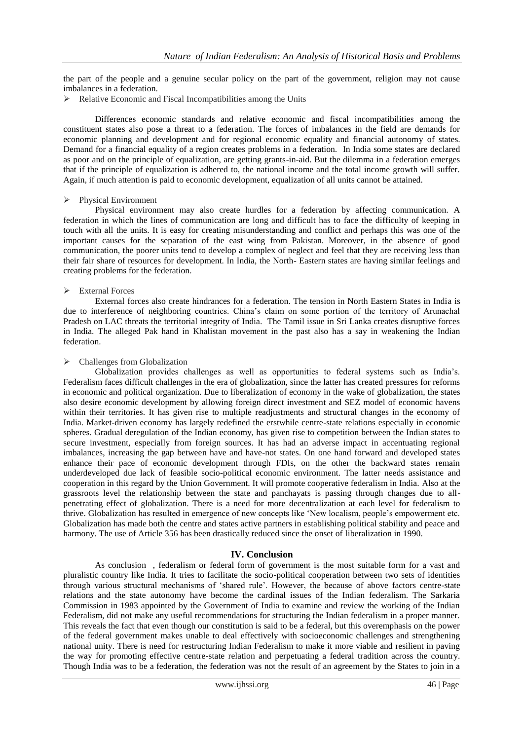the part of the people and a genuine secular policy on the part of the government, religion may not cause imbalances in a federation.

- Relative Economic and Fiscal Incompatibilities among the Units

Differences economic standards and relative economic and fiscal incompatibilities among the constituent states also pose a threat to a federation. The forces of imbalances in the field are demands for economic planning and development and for regional economic equality and financial autonomy of states. Demand for a financial equality of a region creates problems in a federation. In India some states are declared as poor and on the principle of equalization, are getting grants-in-aid. But the dilemma in a federation emerges that if the principle of equalization is adhered to, the national income and the total income growth will suffer. Again, if much attention is paid to economic development, equalization of all units cannot be attained.

- Physical Environment

Physical environment may also create hurdles for a federation by affecting communication. A federation in which the lines of communication are long and difficult has to face the difficulty of keeping in touch with all the units. It is easy for creating misunderstanding and conflict and perhaps this was one of the important causes for the separation of the east wing from Pakistan. Moreover, in the absence of good communication, the poorer units tend to develop a complex of neglect and feel that they are receiving less than their fair share of resources for development. In India, the North- Eastern states are having similar feelings and creating problems for the federation.

- External Forces

External forces also create hindrances for a federation. The tension in North Eastern States in India is due to interference of neighboring countries. China's claim on some portion of the territory of Arunachal Pradesh on LAC threats the territorial integrity of India. The Tamil issue in Sri Lanka creates disruptive forces in India. The alleged Pak hand in Khalistan movement in the past also has a say in weakening the Indian federation.

- Challenges from Globalization

Globalization provides challenges as well as opportunities to federal systems such as India's. Federalism faces difficult challenges in the era of globalization, since the latter has created pressures for reforms in economic and political organization. Due to liberalization of economy in the wake of globalization, the states also desire economic development by allowing foreign direct investment and SEZ model of economic havens within their territories. It has given rise to multiple readjustments and structural changes in the economy of India. Market-driven economy has largely redefined the erstwhile centre-state relations especially in economic spheres. Gradual deregulation of the Indian economy, has given rise to competition between the Indian states to secure investment, especially from foreign sources. It has had an adverse impact in accentuating regional imbalances, increasing the gap between have and have-not states. On one hand forward and developed states enhance their pace of economic development through FDIs, on the other the backward states remain underdeveloped due lack of feasible socio-political economic environment. The latter needs assistance and cooperation in this regard by the Union Government. It will promote cooperative federalism in India. Also at the grassroots level the relationship between the state and panchayats is passing through changes due to all-penetrating effect of globalization. There is a need for more decentralization at each level for federalism to thrive. Globalization has resulted in emergence of new concepts like 'New localism, people's empowerment etc. Globalization has made both the centre and states active partners in establishing political stability and peace and harmony. The use of Article 356 has been drastically reduced since the onset of liberalization in 1990.

## IV. Conclusion

As conclusion , federalism or federal form of government is the most suitable form for a vast and pluralistic country like India. It tries to facilitate the socio-political cooperation between two sets of identities through various structural mechanisms of 'shared rule'. However, the because of above factors centre-state relations and the state autonomy have become the cardinal issues of the Indian federalism. The Sarkaria Commission in 1983 appointed by the Government of India to examine and review the working of the Indian Federalism, did not make any useful recommendations for structuring the Indian federalism in a proper manner. This reveals the fact that even though our constitution is said to be a federal, but this overemphasis on the power of the federal government makes unable to deal effectively with socioeconomic challenges and strengthening national unity. There is need for restructuring Indian Federalism to make it more viable and resilient in paving the way for promoting effective centre-state relation and perpetuating a federal tradition across the country. Though India was to be a federation, the federation was not the result of an agreement by the States to join in a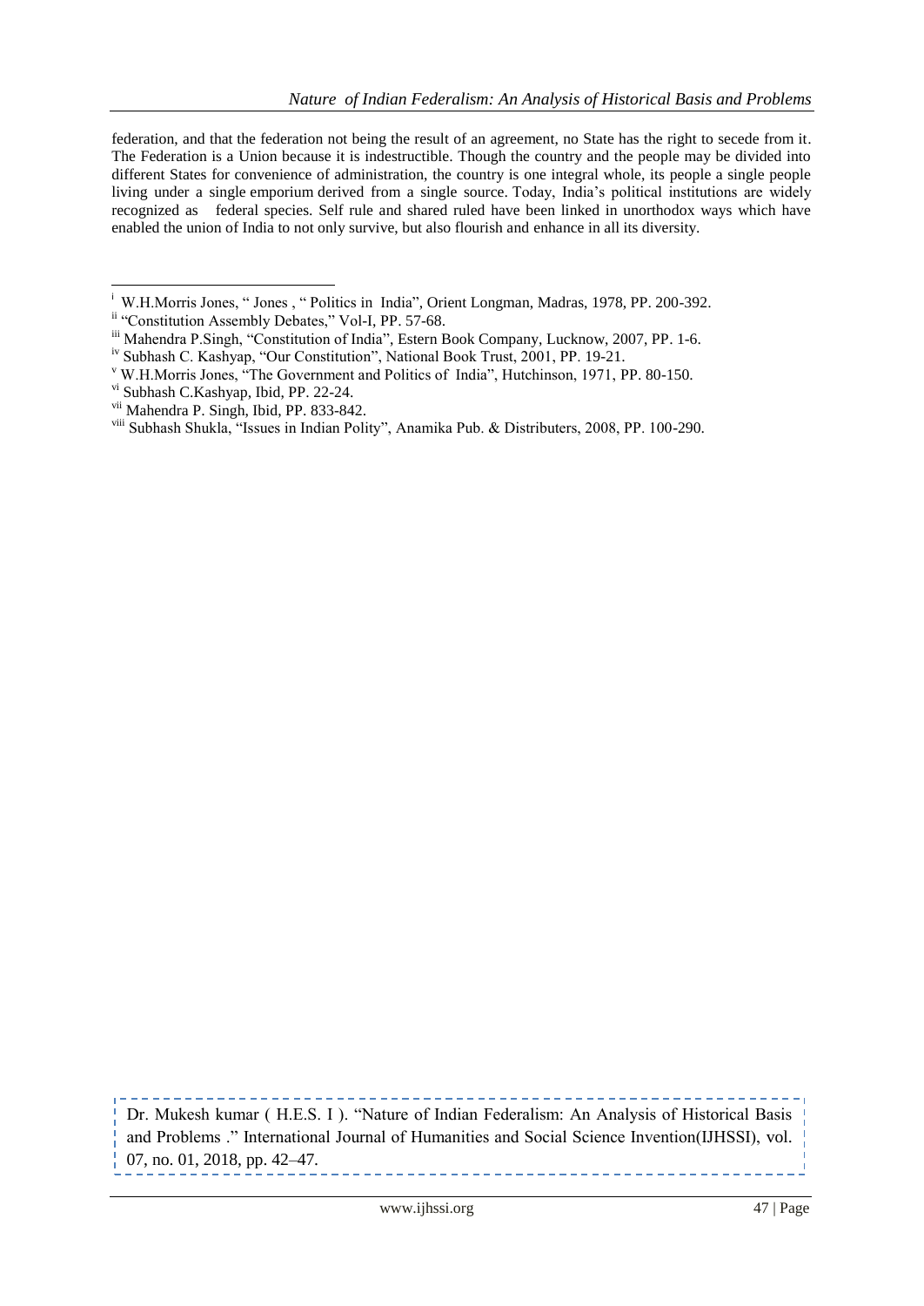federation, and that the federation not being the result of an agreement, no State has the right to secede from it. The Federation is a Union because it is indestructible. Though the country and the people may be divided into different States for convenience of administration, the country is one integral whole, its people a single people living under a single emporium derived from a single source. Today, India's political institutions are widely recognized as federal species. Self rule and shared ruled have been linked in unorthodox ways which have enabled the union of India to not only survive, but also flourish and enhance in all its diversity.

---

[i] W.H.Morris Jones, " Jones , " Politics in India", Orient Longman, Madras, 1978, PP. 200-392.

[ii] "Constitution Assembly Debates," Vol-I, PP. 57-68.

[iii] Mahendra P.Singh, "Constitution of India", Estern Book Company, Lucknow, 2007, PP. 1-6.

[iv] Subhash C. Kashyap, "Our Constitution", National Book Trust, 2001, PP. 19-21.

[v] W.H.Morris Jones, "The Government and Politics of India", Hutchinson, 1971, PP. 80-150.

[vi] Subhash C.Kashyap, Ibid, PP. 22-24.

[vii] Mahendra P. Singh, Ibid, PP. 833-842.

[viii] Subhash Shukla, "Issues in Indian Polity", Anamika Pub. & Distributers, 2008, PP. 100-290.

Dr. Mukesh kumar ( H.E.S. I ). "Nature of Indian Federalism: An Analysis of Historical Basis and Problems ." International Journal of Humanities and Social Science Invention(IJHSSI), vol. 07, no. 01, 2018, pp. 42–47.